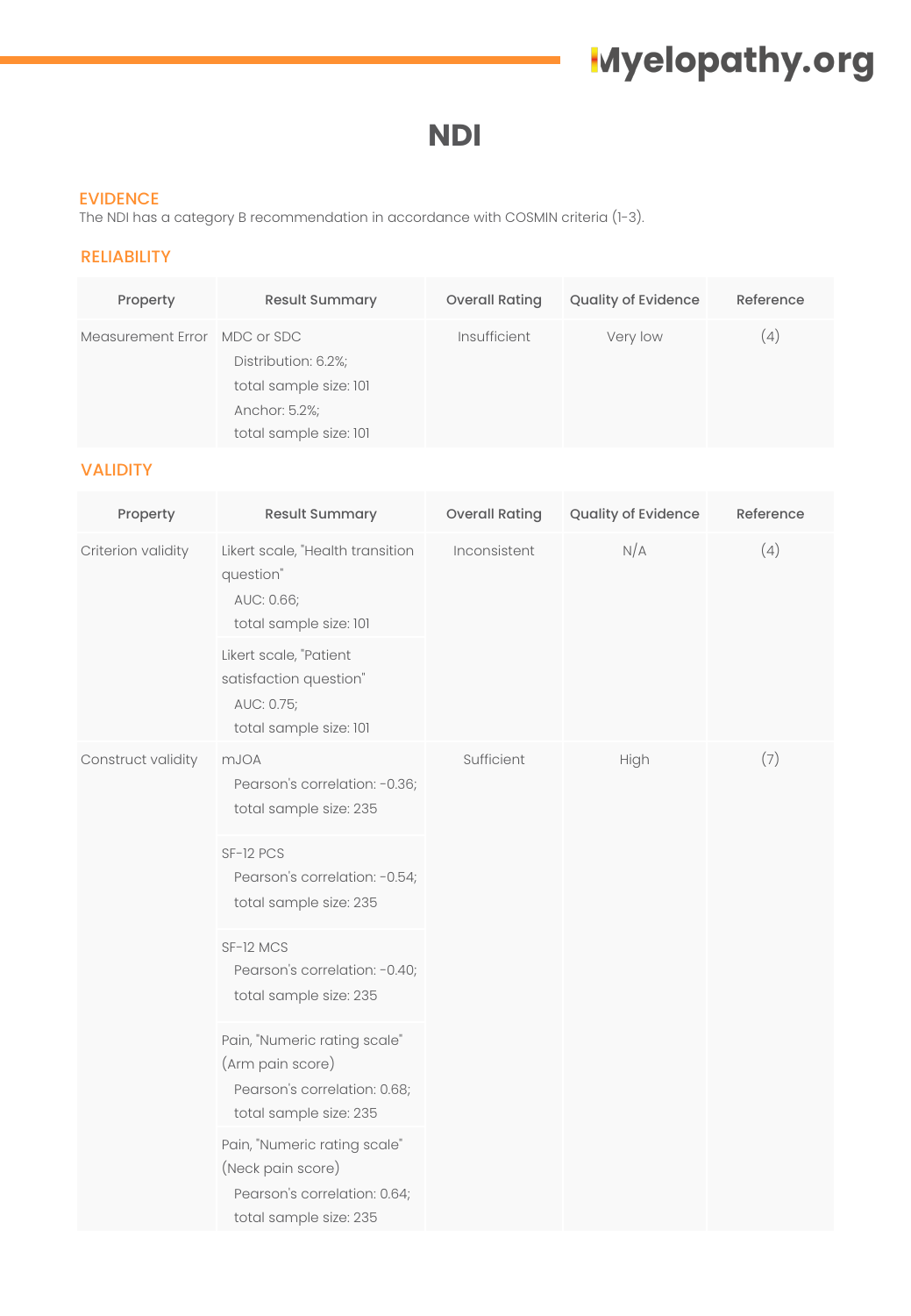# NDI

## EVIDENCE

The NDI has a category B recommendation in accordance with COSMIN criteria (1-3).

## RELIABILITY

| Property | Result Summary | Overall Rating | Quality of Evidence | Reference |
|---|---|---|---|---|
| Measurement Error | MDC or SDC<br>Distribution: 6.2%;<br>total sample size: 101<br>Anchor: 5.2%;<br>total sample size: 101 | Insufficient | Very low | (4) |

## VALIDITY

| Property | Result Summary | Overall Rating | Quality of Evidence | Reference |
|---|---|---|---|---|
| Criterion validity | Likert scale, "Health transition question"<br>AUC: 0.66;<br>total sample size: 101 | Inconsistent | N/A | (4) |
| | Likert scale, "Patient satisfaction question"<br>AUC: 0.75;<br>total sample size: 101 | | | |
| Construct validity | mJOA<br>Pearson's correlation: -0.36;<br>total sample size: 235 | Sufficient | High | (7) |
| | SF-12 PCS<br>Pearson's correlation: -0.54;<br>total sample size: 235 | | | |
| | SF-12 MCS<br>Pearson's correlation: -0.40;<br>total sample size: 235 | | | |
| | Pain, "Numeric rating scale" (Arm pain score)<br>Pearson's correlation: 0.68;<br>total sample size: 235 | | | |
| | Pain, "Numeric rating scale" (Neck pain score)<br>Pearson's correlation: 0.64;<br>total sample size: 235 | | | |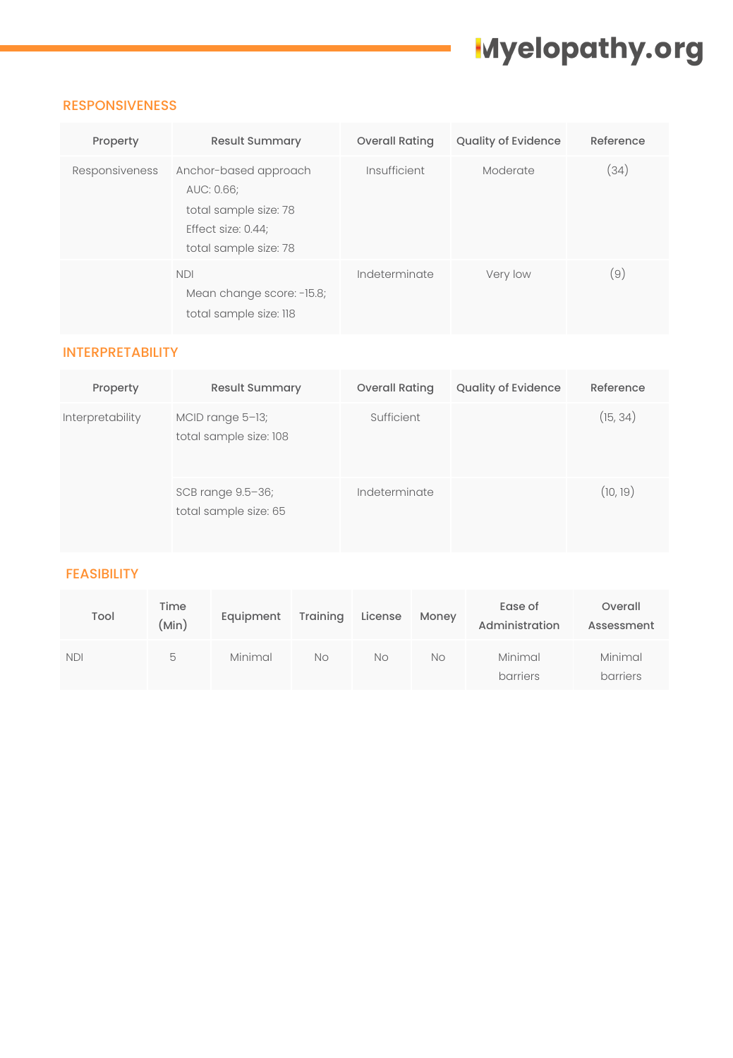## RESPONSIVENESS

| Property | Result Summary | Overall Rating | Quality of Evidence | Reference |
|---|---|---|---|---|
| Responsiveness | Anchor-based approach<br>AUC: 0.66;<br>total sample size: 78<br>Effect size: 0.44;<br>total sample size: 78 | Insufficient | Moderate | (34) |
| | NDI<br>Mean change score: -15.8;<br>total sample size: 118 | Indeterminate | Very low | (9) |

## INTERPRETABILITY

| Property | Result Summary | Overall Rating | Quality of Evidence | Reference |
|---|---|---|---|---|
| Interpretability | MCID range 5–13;<br>total sample size: 108 | Sufficient | | (15, 34) |
| | SCB range 9.5–36;<br>total sample size: 65 | Indeterminate | | (10, 19) |

## FEASIBILITY

| Tool | Time (Min) | Equipment | Training | License | Money | Ease of Administration | Overall Assessment |
|---|---|---|---|---|---|---|---|
| NDI | 5 | Minimal | No | No | No | Minimal barriers | Minimal barriers |